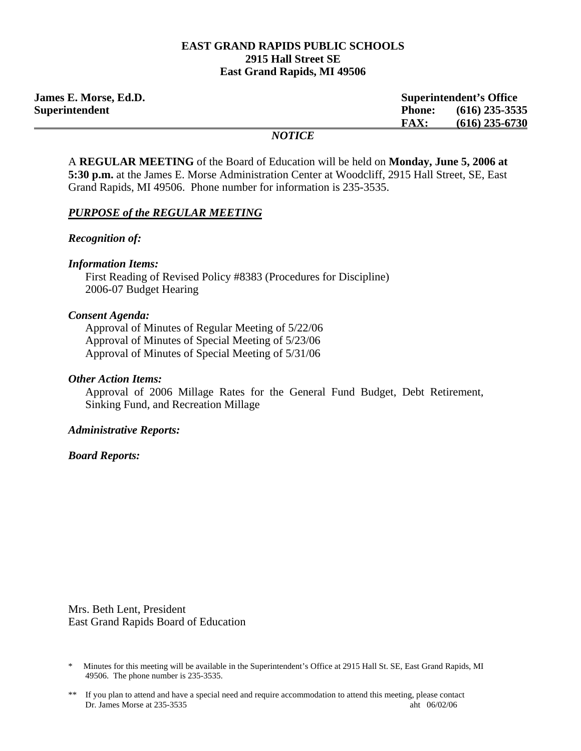**EAST GRAND RAPIDS PUBLIC SCHOOLS**
**2915 Hall Street SE**
**East Grand Rapids, MI 49506**

**James E. Morse, Ed.D.**
**Superintendent**

**Superintendent's Office**
**Phone: (616) 235-3535**
**FAX: (616) 235-6730**

***NOTICE***

A **REGULAR MEETING** of the Board of Education will be held on **Monday, June 5, 2006 at 5:30 p.m.** at the James E. Morse Administration Center at Woodcliff, 2915 Hall Street, SE, East Grand Rapids, MI 49506. Phone number for information is 235-3535.

***PURPOSE of the REGULAR MEETING***

***Recognition of:***

***Information Items:***

First Reading of Revised Policy #8383 (Procedures for Discipline)
2006-07 Budget Hearing

***Consent Agenda:***

Approval of Minutes of Regular Meeting of 5/22/06
Approval of Minutes of Special Meeting of 5/23/06
Approval of Minutes of Special Meeting of 5/31/06

***Other Action Items:***

Approval of 2006 Millage Rates for the General Fund Budget, Debt Retirement, Sinking Fund, and Recreation Millage

***Administrative Reports:***

***Board Reports:***

Mrs. Beth Lent, President
East Grand Rapids Board of Education

\* Minutes for this meeting will be available in the Superintendent's Office at 2915 Hall St. SE, East Grand Rapids, MI 49506. The phone number is 235-3535.

\*\* If you plan to attend and have a special need and require accommodation to attend this meeting, please contact Dr. James Morse at 235-3535

aht 06/02/06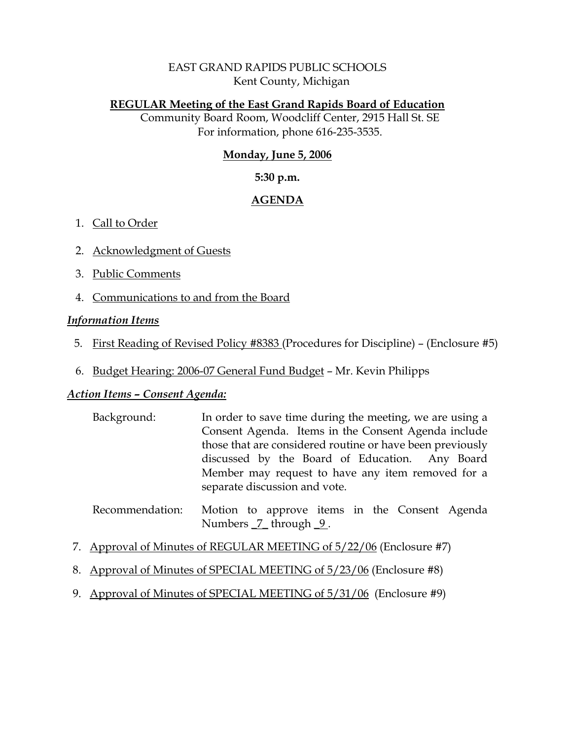EAST GRAND RAPIDS PUBLIC SCHOOLS
Kent County, Michigan

**REGULAR Meeting of the East Grand Rapids Board of Education**

Community Board Room, Woodcliff Center, 2915 Hall St. SE
For information, phone 616-235-3535.

**Monday, June 5, 2006**

**5:30 p.m.**

**AGENDA**

1. Call to Order
2. Acknowledgment of Guests
3. Public Comments
4. Communications to and from the Board

***Information Items***

5. First Reading of Revised Policy #8383 (Procedures for Discipline) – (Enclosure #5)
6. Budget Hearing: 2006-07 General Fund Budget – Mr. Kevin Philipps

***Action Items – Consent Agenda:***

Background: In order to save time during the meeting, we are using a Consent Agenda. Items in the Consent Agenda include those that are considered routine or have been previously discussed by the Board of Education. Any Board Member may request to have any item removed for a separate discussion and vote.

Recommendation: Motion to approve items in the Consent Agenda Numbers _7_ through _9_.

7. Approval of Minutes of REGULAR MEETING of 5/22/06 (Enclosure #7)
8. Approval of Minutes of SPECIAL MEETING of 5/23/06 (Enclosure #8)
9. Approval of Minutes of SPECIAL MEETING of 5/31/06 (Enclosure #9)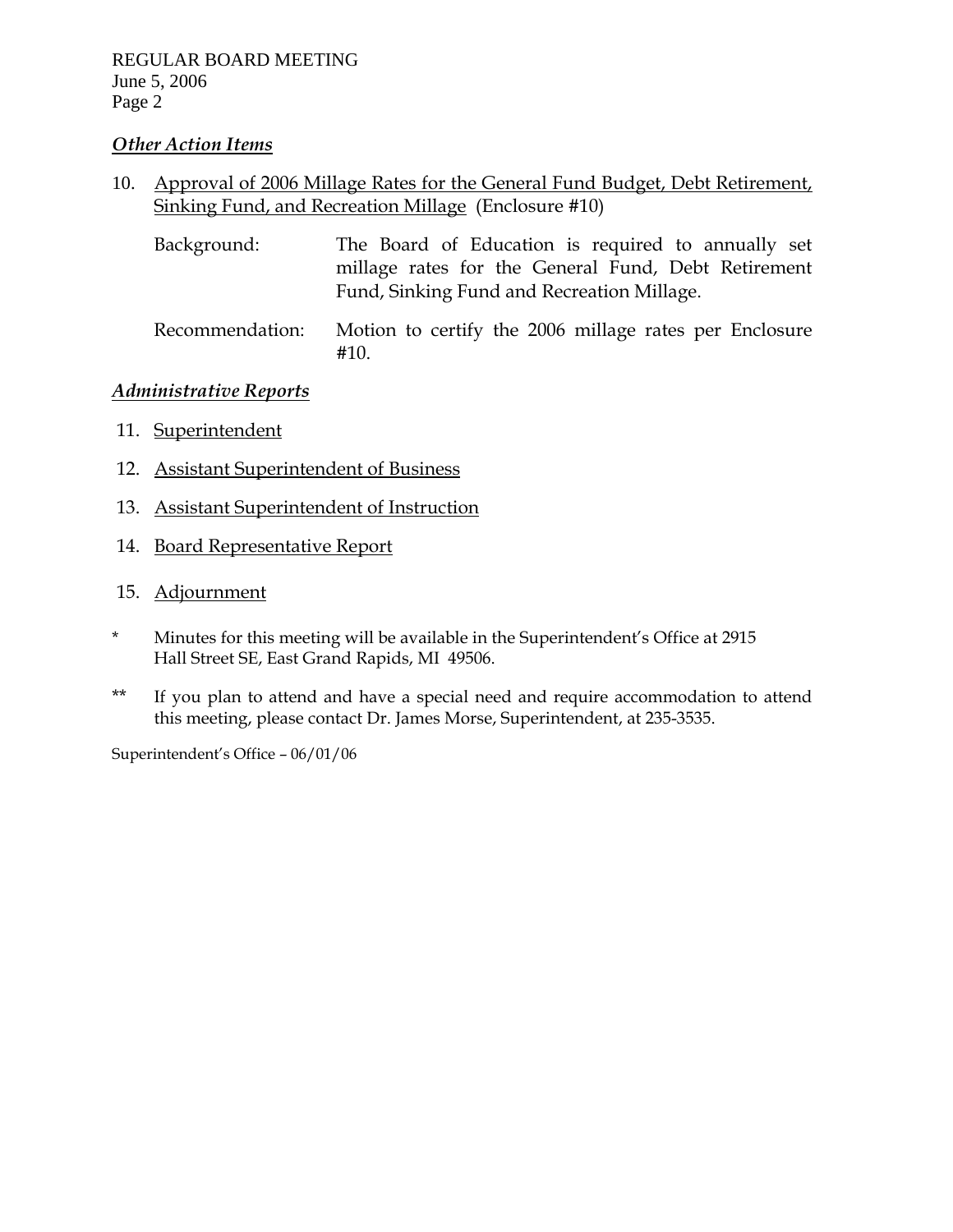### ***Other Action Items***

10. Approval of 2006 Millage Rates for the General Fund Budget, Debt Retirement, Sinking Fund, and Recreation Millage (Enclosure #10)

    Background: The Board of Education is required to annually set millage rates for the General Fund, Debt Retirement Fund, Sinking Fund and Recreation Millage.

    Recommendation: Motion to certify the 2006 millage rates per Enclosure #10.

### ***Administrative Reports***

11. Superintendent
12. Assistant Superintendent of Business
13. Assistant Superintendent of Instruction
14. Board Representative Report
15. Adjournment

\* Minutes for this meeting will be available in the Superintendent's Office at 2915 Hall Street SE, East Grand Rapids, MI 49506.

\** If you plan to attend and have a special need and require accommodation to attend this meeting, please contact Dr. James Morse, Superintendent, at 235-3535.

Superintendent's Office – 06/01/06